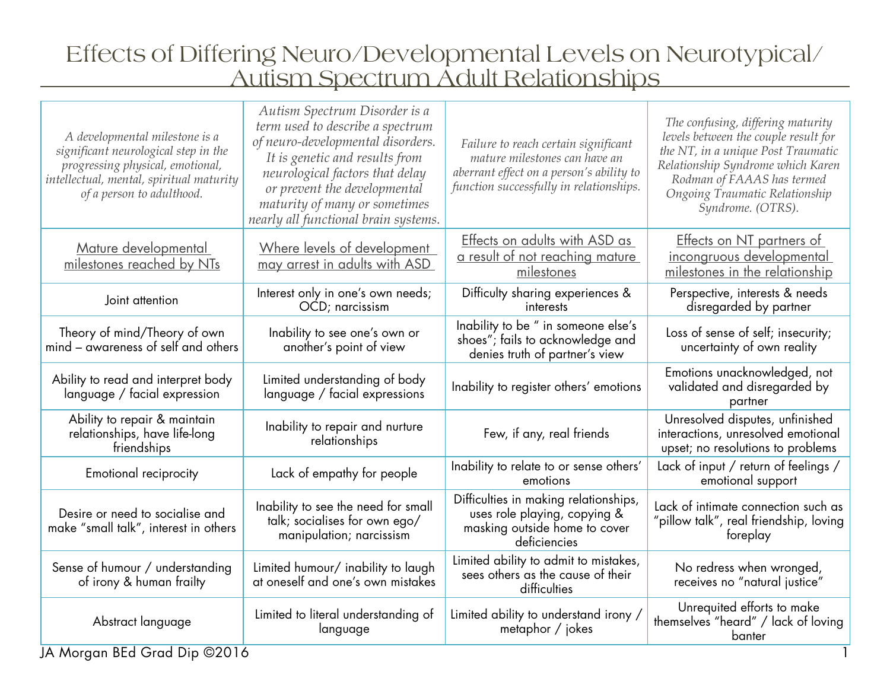# Effects of Differing Neuro/Developmental Levels on Neurotypical/ Autism Spectrum Adult Relationships

| *A developmental milestone is a significant neurological step in the progressing physical, emotional, intellectual, mental, spiritual maturity of a person to adulthood.* | *Autism Spectrum Disorder is a term used to describe a spectrum of neuro-developmental disorders. It is genetic and results from neurological factors that delay or prevent the developmental maturity of many or sometimes nearly all functional brain systems.* | *Failure to reach certain significant mature milestones can have an aberrant effect on a person's ability to function successfully in relationships.* | *The confusing, differing maturity levels between the couple result for the NT, in a unique Post Traumatic Relationship Syndrome which Karen Rodman of FAAAS has termed Ongoing Traumatic Relationship Syndrome. (OTRS).* |
|---|---|---|---|
| <u>Mature developmental milestones reached by NTs</u> | <u>Where levels of development may arrest in adults with ASD</u> | <u>Effects on adults with ASD as a result of not reaching mature milestones</u> | <u>Effects on NT partners of incongruous developmental milestones in the relationship</u> |
| Joint attention | Interest only in one's own needs; OCD; narcissism | Difficulty sharing experiences & interests | Perspective, interests & needs disregarded by partner |
| Theory of mind/Theory of own mind – awareness of self and others | Inability to see one's own or another's point of view | Inability to be " in someone else's shoes"; fails to acknowledge and denies truth of partner's view | Loss of sense of self; insecurity; uncertainty of own reality |
| Ability to read and interpret body language / facial expression | Limited understanding of body language / facial expressions | Inability to register others' emotions | Emotions unacknowledged, not validated and disregarded by partner |
| Ability to repair & maintain relationships, have life-long friendships | Inability to repair and nurture relationships | Few, if any, real friends | Unresolved disputes, unfinished interactions, unresolved emotional upset; no resolutions to problems |
| Emotional reciprocity | Lack of empathy for people | Inability to relate to or sense others' emotions | Lack of input / return of feelings / emotional support |
| Desire or need to socialise and make "small talk", interest in others | Inability to see the need for small talk; socialises for own ego/ manipulation; narcissism | Difficulties in making relationships, uses role playing, copying & masking outside home to cover deficiencies | Lack of intimate connection such as "pillow talk", real friendship, loving foreplay |
| Sense of humour / understanding of irony & human frailty | Limited humour/ inability to laugh at oneself and one's own mistakes | Limited ability to admit to mistakes, sees others as the cause of their difficulties | No redress when wronged, receives no "natural justice" |
| Abstract language | Limited to literal understanding of language | Limited ability to understand irony / metaphor / jokes | Unrequited efforts to make themselves "heard" / lack of loving banter |

JA Morgan BEd Grad Dip ©2016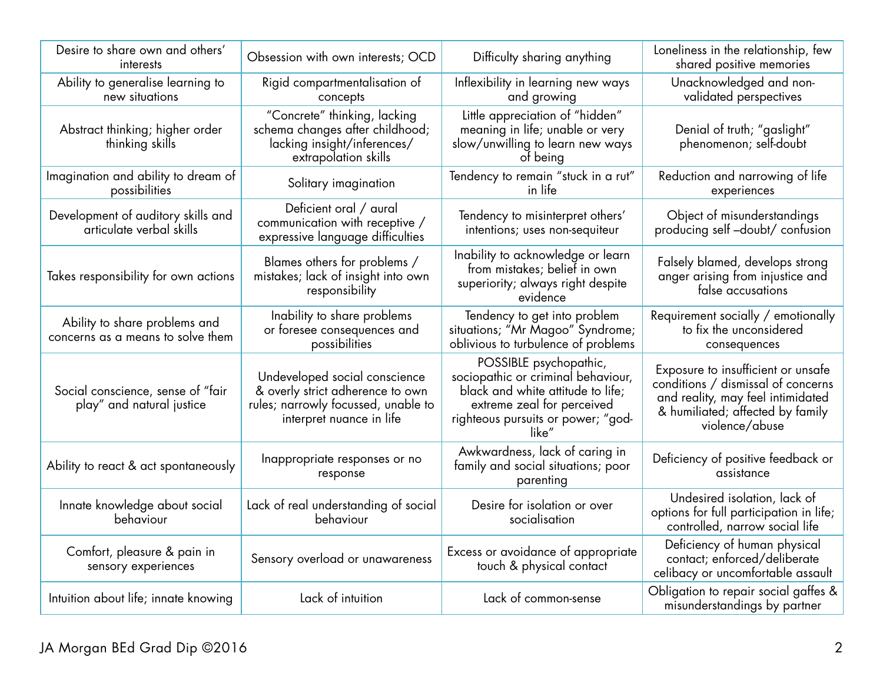| Desire to share own and others' interests | Obsession with own interests; OCD | Difficulty sharing anything | Loneliness in the relationship, few shared positive memories |
|---|---|---|---|
| Ability to generalise learning to new situations | Rigid compartmentalisation of concepts | Inflexibility in learning new ways and growing | Unacknowledged and non-validated perspectives |
| Abstract thinking; higher order thinking skills | "Concrete" thinking, lacking schema changes after childhood; lacking insight/inferences/ extrapolation skills | Little appreciation of "hidden" meaning in life; unable or very slow/unwilling to learn new ways of being | Denial of truth; "gaslight" phenomenon; self-doubt |
| Imagination and ability to dream of possibilities | Solitary imagination | Tendency to remain "stuck in a rut" in life | Reduction and narrowing of life experiences |
| Development of auditory skills and articulate verbal skills | Deficient oral / aural communication with receptive / expressive language difficulties | Tendency to misinterpret others' intentions; uses non-sequiteur | Object of misunderstandings producing self –doubt/ confusion |
| Takes responsibility for own actions | Blames others for problems / mistakes; lack of insight into own responsibility | Inability to acknowledge or learn from mistakes; belief in own superiority; always right despite evidence | Falsely blamed, develops strong anger arising from injustice and false accusations |
| Ability to share problems and concerns as a means to solve them | Inability to share problems or foresee consequences and possibilities | Tendency to get into problem situations; "Mr Magoo" Syndrome; oblivious to turbulence of problems | Requirement socially / emotionally to fix the unconsidered consequences |
| Social conscience, sense of "fair play" and natural justice | Undeveloped social conscience & overly strict adherence to own rules; narrowly focussed, unable to interpret nuance in life | POSSIBLE psychopathic, sociopathic or criminal behaviour, black and white attitude to life; extreme zeal for perceived righteous pursuits or power; "god-like" | Exposure to insufficient or unsafe conditions / dismissal of concerns and reality, may feel intimidated & humiliated; affected by family violence/abuse |
| Ability to react & act spontaneously | Inappropriate responses or no response | Awkwardness, lack of caring in family and social situations; poor parenting | Deficiency of positive feedback or assistance |
| Innate knowledge about social behaviour | Lack of real understanding of social behaviour | Desire for isolation or over socialisation | Undesired isolation, lack of options for full participation in life; controlled, narrow social life |
| Comfort, pleasure & pain in sensory experiences | Sensory overload or unawareness | Excess or avoidance of appropriate touch & physical contact | Deficiency of human physical contact; enforced/deliberate celibacy or uncomfortable assault |
| Intuition about life; innate knowing | Lack of intuition | Lack of common-sense | Obligation to repair social gaffes & misunderstandings by partner |

JA Morgan BEd Grad Dip ©2016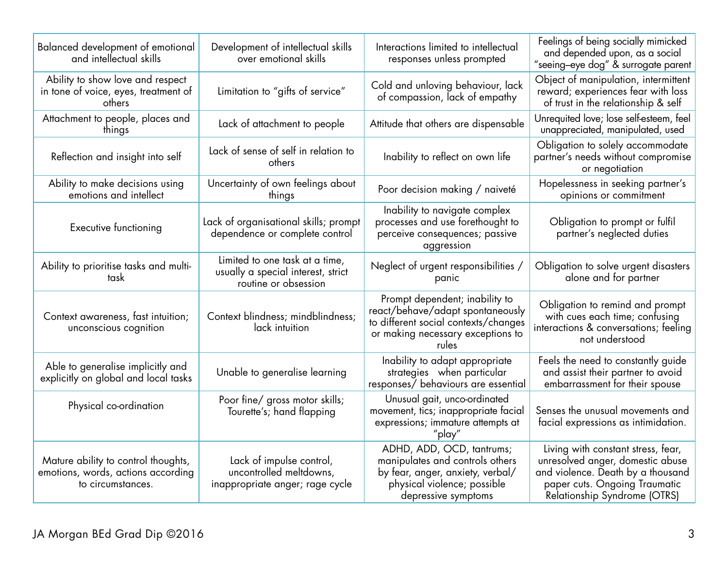| Balanced development of emotional and intellectual skills | Development of intellectual skills over emotional skills | Interactions limited to intellectual responses unless prompted | Feelings of being socially mimicked and depended upon, as a social "seeing–eye dog" & surrogate parent |
|---|---|---|---|
| Ability to show love and respect in tone of voice, eyes, treatment of others | Limitation to "gifts of service" | Cold and unloving behaviour, lack of compassion, lack of empathy | Object of manipulation, intermittent reward; experiences fear with loss of trust in the relationship & self |
| Attachment to people, places and things | Lack of attachment to people | Attitude that others are dispensable | Unrequited love; lose self-esteem, feel unappreciated, manipulated, used |
| Reflection and insight into self | Lack of sense of self in relation to others | Inability to reflect on own life | Obligation to solely accommodate partner's needs without compromise or negotiation |
| Ability to make decisions using emotions and intellect | Uncertainty of own feelings about things | Poor decision making / naiveté | Hopelessness in seeking partner's opinions or commitment |
| Executive functioning | Lack of organisational skills; prompt dependence or complete control | Inability to navigate complex processes and use forethought to perceive consequences; passive aggression | Obligation to prompt or fulfil partner's neglected duties |
| Ability to prioritise tasks and multi-task | Limited to one task at a time, usually a special interest, strict routine or obsession | Neglect of urgent responsibilities / panic | Obligation to solve urgent disasters alone and for partner |
| Context awareness, fast intuition; unconscious cognition | Context blindness; mindblindness; lack intuition | Prompt dependent; inability to react/behave/adapt spontaneously to different social contexts/changes or making necessary exceptions to rules | Obligation to remind and prompt with cues each time; confusing interactions & conversations; feeling not understood |
| Able to generalise implicitly and explicitly on global and local tasks | Unable to generalise learning | Inability to adapt appropriate strategies when particular responses/ behaviours are essential | Feels the need to constantly guide and assist their partner to avoid embarrassment for their spouse |
| Physical co-ordination | Poor fine/ gross motor skills; Tourette's; hand flapping | Unusual gait, unco-ordinated movement, tics; inappropriate facial expressions; immature attempts at "play" | Senses the unusual movements and facial expressions as intimidation. |
| Mature ability to control thoughts, emotions, words, actions according to circumstances. | Lack of impulse control, uncontrolled meltdowns, inappropriate anger; rage cycle | ADHD, ADD, OCD, tantrums; manipulates and controls others by fear, anger, anxiety, verbal/ physical violence; possible depressive symptoms | Living with constant stress, fear, unresolved anger, domestic abuse and violence. Death by a thousand paper cuts. Ongoing Traumatic Relationship Syndrome (OTRS) |

JA Morgan BEd Grad Dip ©2016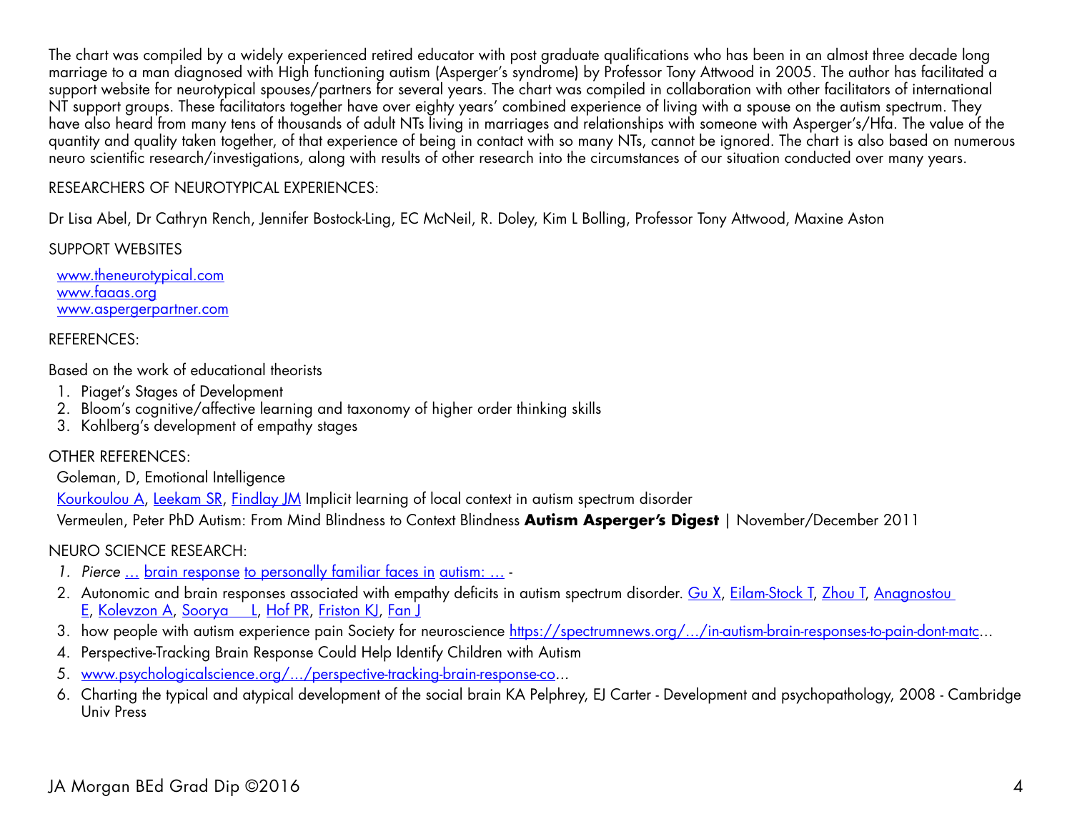The chart was compiled by a widely experienced retired educator with post graduate qualifications who has been in an almost three decade long marriage to a man diagnosed with High functioning autism (Asperger's syndrome) by Professor Tony Attwood in 2005. The author has facilitated a support website for neurotypical spouses/partners for several years. The chart was compiled in collaboration with other facilitators of international NT support groups. These facilitators together have over eighty years' combined experience of living with a spouse on the autism spectrum. They have also heard from many tens of thousands of adult NTs living in marriages and relationships with someone with Asperger's/Hfa. The value of the quantity and quality taken together, of that experience of being in contact with so many NTs, cannot be ignored. The chart is also based on numerous neuro scientific research/investigations, along with results of other research into the circumstances of our situation conducted over many years.

RESEARCHERS OF NEUROTYPICAL EXPERIENCES:

Dr Lisa Abel, Dr Cathryn Rench, Jennifer Bostock-Ling, EC McNeil, R. Doley, Kim L Bolling, Professor Tony Attwood, Maxine Aston

SUPPORT WEBSITES

www.theneurotypical.com
www.faaas.org
www.aspergerpartner.com

REFERENCES:

Based on the work of educational theorists

1. Piaget's Stages of Development
2. Bloom's cognitive/affective learning and taxonomy of higher order thinking skills
3. Kohlberg's development of empathy stages

OTHER REFERENCES:

Goleman, D, Emotional Intelligence

Kourkoulou A, Leekam SR, Findlay JM Implicit learning of local context in autism spectrum disorder

Vermeulen, Peter PhD Autism: From Mind Blindness to Context Blindness **Autism Asperger's Digest** | November/December 2011

NEURO SCIENCE RESEARCH:

1. *Pierce* ... brain response to personally familiar faces in autism: ... -
2. Autonomic and brain responses associated with empathy deficits in autism spectrum disorder. Gu X, Eilam-Stock T, Zhou T, Anagnostou E, Kolevzon A, Soorya L, Hof PR, Friston KJ, Fan J
3. how people with autism experience pain Society for neuroscience https://spectrumnews.org/.../in-autism-brain-responses-to-pain-dont-matc...
4. Perspective-Tracking Brain Response Could Help Identify Children with Autism
5. www.psychologicalscience.org/.../perspective-tracking-brain-response-co...
6. Charting the typical and atypical development of the social brain KA Pelphrey, EJ Carter - Development and psychopathology, 2008 - Cambridge Univ Press

JA Morgan BEd Grad Dip ©2016